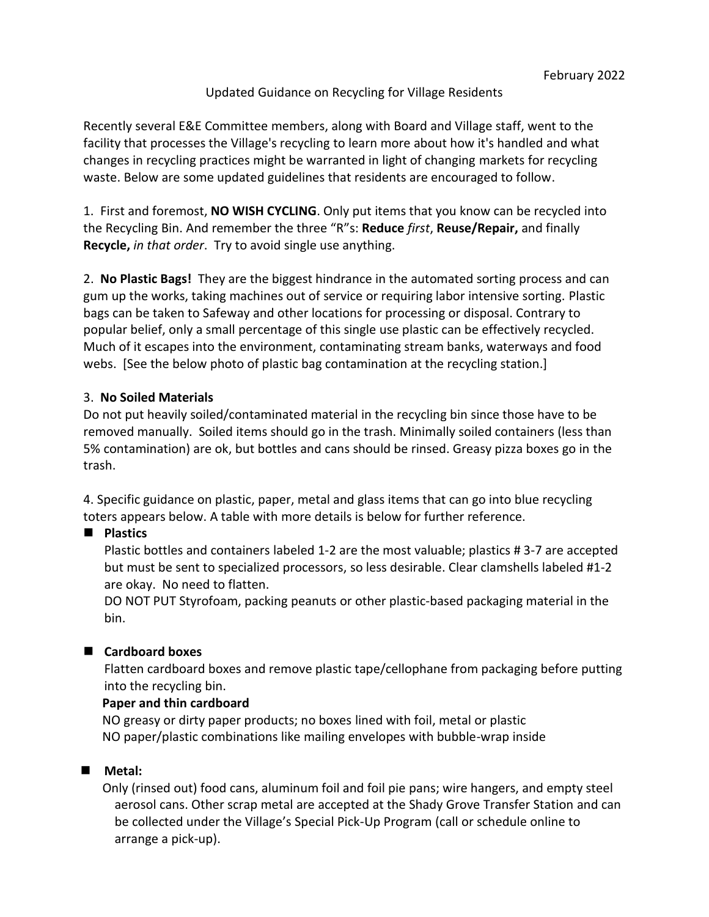February 2022

Updated Guidance on Recycling for Village Residents

Recently several E&E Committee members, along with Board and Village staff, went to the facility that processes the Village's recycling to learn more about how it's handled and what changes in recycling practices might be warranted in light of changing markets for recycling waste. Below are some updated guidelines that residents are encouraged to follow.

1. First and foremost, **NO WISH CYCLING**. Only put items that you know can be recycled into the Recycling Bin. And remember the three "R"s: **Reduce** *first*, **Reuse/Repair,** and finally **Recycle,** *in that order*. Try to avoid single use anything.

2. **No Plastic Bags!** They are the biggest hindrance in the automated sorting process and can gum up the works, taking machines out of service or requiring labor intensive sorting. Plastic bags can be taken to Safeway and other locations for processing or disposal. Contrary to popular belief, only a small percentage of this single use plastic can be effectively recycled. Much of it escapes into the environment, contaminating stream banks, waterways and food webs. [See the below photo of plastic bag contamination at the recycling station.]

3. **No Soiled Materials**

Do not put heavily soiled/contaminated material in the recycling bin since those have to be removed manually. Soiled items should go in the trash. Minimally soiled containers (less than 5% contamination) are ok, but bottles and cans should be rinsed. Greasy pizza boxes go in the trash.

4. Specific guidance on plastic, paper, metal and glass items that can go into blue recycling toters appears below. A table with more details is below for further reference.

- **Plastics**

  Plastic bottles and containers labeled 1-2 are the most valuable; plastics # 3-7 are accepted but must be sent to specialized processors, so less desirable. Clear clamshells labeled #1-2 are okay. No need to flatten.

  DO NOT PUT Styrofoam, packing peanuts or other plastic-based packaging material in the bin.

- **Cardboard boxes**

  Flatten cardboard boxes and remove plastic tape/cellophane from packaging before putting into the recycling bin.

  **Paper and thin cardboard**

  NO greasy or dirty paper products; no boxes lined with foil, metal or plastic

  NO paper/plastic combinations like mailing envelopes with bubble-wrap inside

- **Metal:**

  Only (rinsed out) food cans, aluminum foil and foil pie pans; wire hangers, and empty steel aerosol cans. Other scrap metal are accepted at the Shady Grove Transfer Station and can be collected under the Village's Special Pick-Up Program (call or schedule online to arrange a pick-up).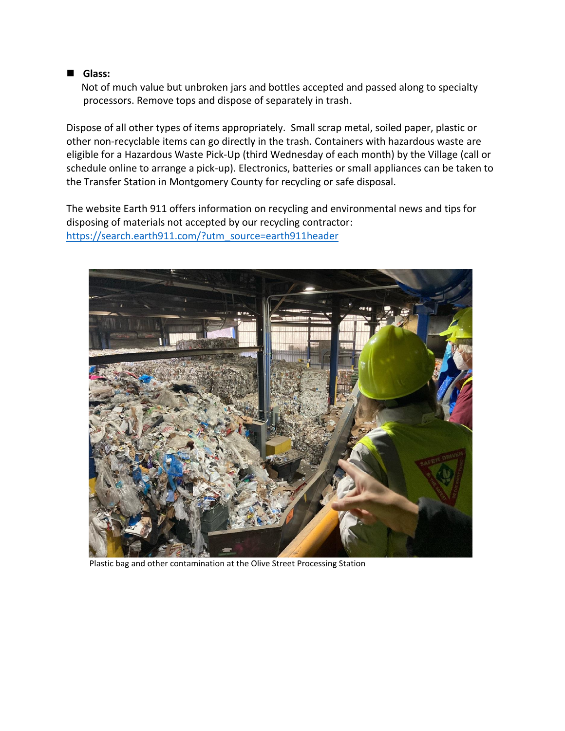- **Glass:**
  Not of much value but unbroken jars and bottles accepted and passed along to specialty processors. Remove tops and dispose of separately in trash.

Dispose of all other types of items appropriately. Small scrap metal, soiled paper, plastic or other non-recyclable items can go directly in the trash. Containers with hazardous waste are eligible for a Hazardous Waste Pick-Up (third Wednesday of each month) by the Village (call or schedule online to arrange a pick-up). Electronics, batteries or small appliances can be taken to the Transfer Station in Montgomery County for recycling or safe disposal.

The website Earth 911 offers information on recycling and environmental news and tips for disposing of materials not accepted by our recycling contractor: [https://search.earth911.com/?utm_source=earth911header](https://search.earth911.com/?utm_source=earth911header)

Plastic bag and other contamination at the Olive Street Processing Station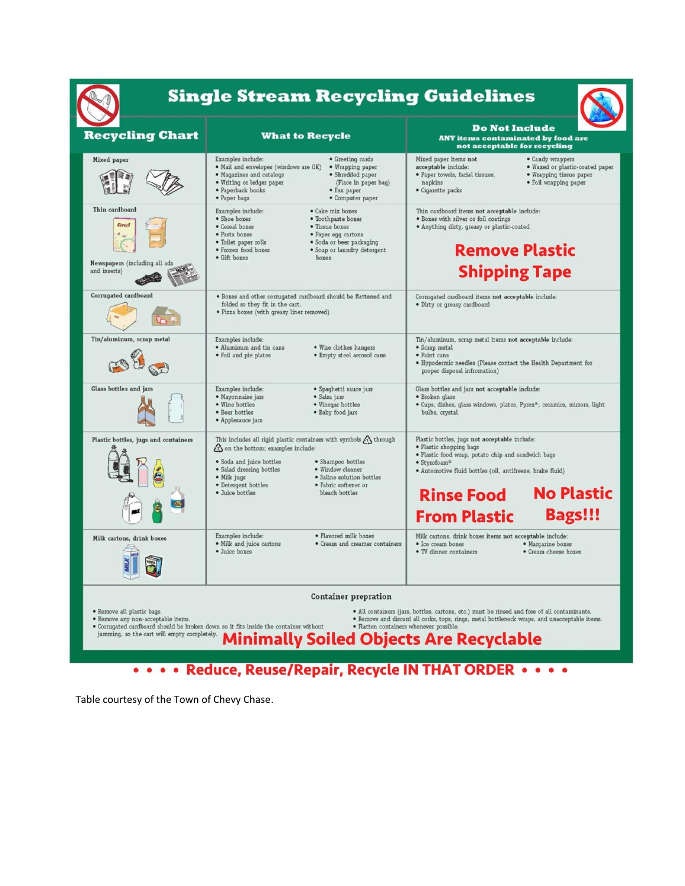# Single Stream Recycling Guidelines

| Recycling Chart | What to Recycle | Do Not Include<br>ANY items contaminated by food are not acceptable for recycling |
|---|---|---|
| Mixed paper | Examples include:<br>• Mail and envelopes (windows are OK)<br>• Magazines and catalogs<br>• Writing or ledger paper<br>• Paperback books<br>• Paper bags<br>• Greeting cards<br>• Wrapping paper<br>• Shredded paper (Place in paper bag)<br>• Fax paper<br>• Computer paper | Mixed paper items not acceptable include:<br>• Paper towels, facial tissues, napkins<br>• Cigarette packs<br>• Candy wrappers<br>• Waxed or plastic-coated paper<br>• Wrapping tissue paper<br>• Foil wrapping paper |
| Thin cardboard<br><br>Newspapers (including all ads and inserts) | Examples include:<br>• Shoe boxes<br>• Cereal boxes<br>• Pasta boxes<br>• Toilet paper rolls<br>• Frozen food boxes<br>• Gift boxes<br>• Cake mix boxes<br>• Toothpaste boxes<br>• Tissue boxes<br>• Paper egg cartons<br>• Soda or beer packaging<br>• Soap or laundry detergent boxes | Thin cardboard items not acceptable include:<br>• Boxes with silver or foil coatings<br>• Anything dirty, greasy or plastic-coated<br><br>**Remove Plastic Shipping Tape** |
| Corrugated cardboard | • Boxes and other corrugated cardboard should be flattened and folded so they fit in the cart.<br>• Pizza boxes (with greasy liner removed) | Corrugated cardboard items not acceptable include:<br>• Dirty or greasy cardboard |
| Tin/aluminum, scrap metal | Examples include:<br>• Aluminum and tin cans<br>• Foil and pie plates<br>• Wire clothes hangers<br>• Empty steel aerosol cans | Tin/aluminum, scrap metal items not acceptable include:<br>• Scrap metal<br>• Paint cans<br>• Hypodermic needles (Please contact the Health Department for proper disposal infromation) |
| Glass bottles and jars | Examples include:<br>• Mayonnaise jars<br>• Wine bottles<br>• Beer bottles<br>• Applesauce jars<br>• Spaghetti sauce jars<br>• Salsa jars<br>• Vinegar bottles<br>• Baby food jars | Glass bottles and jars not acceptable include:<br>• Broken glass<br>• Cups, dishes, glass windows, plates, Pyrex®, ceramics, mirrors, light bulbs, crystal |
| Plastic bottles, jugs and containers | This includes all rigid plastic containers with symbols ♳ through ♹ on the bottom; examples include:<br>• Soda and juice bottles<br>• Salad dressing bottles<br>• Milk jugs<br>• Detergent bottles<br>• Juice bottles<br>• Shampoo bottles<br>• Window cleaner<br>• Saline solution bottles<br>• Fabric softener or bleach bottles | Plastic bottles, jugs not acceptable include:<br>• Plastic shopping bags<br>• Plastic food wrap, potato chip and sandwich bags<br>• Styrofoam®<br>• Automotive fluid bottles (oil, antifreeze, brake fluid)<br><br>**Rinse Food From Plastic**<br>**No Plastic Bags!!!** |
| Milk cartons, drink boxes | Examples include:<br>• Milk and juice cartons<br>• Juice boxes<br>• Flavored milk boxes<br>• Cream and creamer containers | Milk cartons, drink boxes items not acceptable include:<br>• Ice cream boxes<br>• TV dinner containers<br>• Margarine boxes<br>• Cream cheese boxes |

## Container prepration

- Remove all plastic bags.
- Remove any non-acceptable items.
- Corrugated cardboard should be broken down so it fits inside the container without jamming, so the cart will empty completely.
- All containers (jars, bottles, cartons, etc.) must be rinsed and free of all contaminants.
- Remove and discard all corks, tops, rings, metal bottleneck wraps, and unacceptable items.
- Flatten containers whenever possible.

**Minimally Soiled Objects Are Recyclable**

**• • • • Reduce, Reuse/Repair, Recycle IN THAT ORDER • • • •**

Table courtesy of the Town of Chevy Chase.